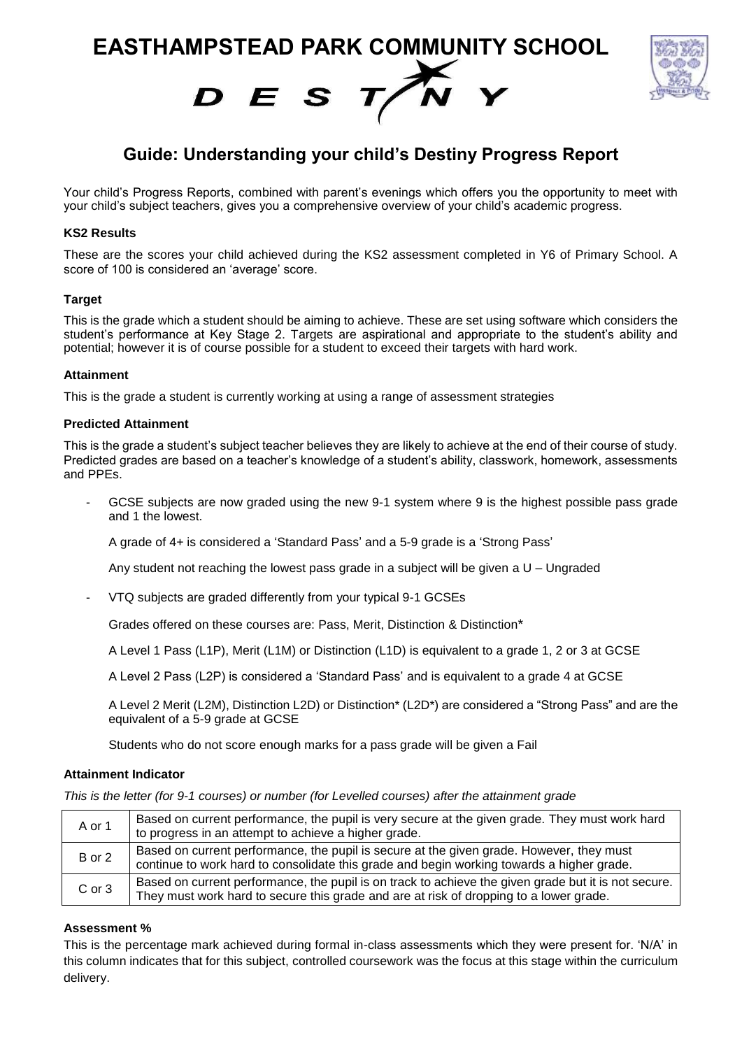# EASTHAMPSTEAD PARK COMMUNITY SCHOOL

DESTINY

## Guide: Understanding your child's Destiny Progress Report

Your child's Progress Reports, combined with parent's evenings which offers you the opportunity to meet with your child's subject teachers, gives you a comprehensive overview of your child's academic progress.

### KS2 Results

These are the scores your child achieved during the KS2 assessment completed in Y6 of Primary School. A score of 100 is considered an 'average' score.

### Target

This is the grade which a student should be aiming to achieve. These are set using software which considers the student's performance at Key Stage 2. Targets are aspirational and appropriate to the student's ability and potential; however it is of course possible for a student to exceed their targets with hard work.

### Attainment

This is the grade a student is currently working at using a range of assessment strategies

### Predicted Attainment

This is the grade a student's subject teacher believes they are likely to achieve at the end of their course of study. Predicted grades are based on a teacher's knowledge of a student's ability, classwork, homework, assessments and PPEs.

- GCSE subjects are now graded using the new 9-1 system where 9 is the highest possible pass grade and 1 the lowest.

  A grade of 4+ is considered a 'Standard Pass' and a 5-9 grade is a 'Strong Pass'

  Any student not reaching the lowest pass grade in a subject will be given a U – Ungraded

- VTQ subjects are graded differently from your typical 9-1 GCSEs

  Grades offered on these courses are: Pass, Merit, Distinction & Distinction*

  A Level 1 Pass (L1P), Merit (L1M) or Distinction (L1D) is equivalent to a grade 1, 2 or 3 at GCSE

  A Level 2 Pass (L2P) is considered a 'Standard Pass' and is equivalent to a grade 4 at GCSE

  A Level 2 Merit (L2M), Distinction L2D) or Distinction* (L2D*) are considered a "Strong Pass" and are the equivalent of a 5-9 grade at GCSE

  Students who do not score enough marks for a pass grade will be given a Fail

### Attainment Indicator

*This is the letter (for 9-1 courses) or number (for Levelled courses) after the attainment grade*

| | |
|---|---|
| A or 1 | Based on current performance, the pupil is very secure at the given grade. They must work hard to progress in an attempt to achieve a higher grade. |
| B or 2 | Based on current performance, the pupil is secure at the given grade. However, they must continue to work hard to consolidate this grade and begin working towards a higher grade. |
| C or 3 | Based on current performance, the pupil is on track to achieve the given grade but it is not secure. They must work hard to secure this grade and are at risk of dropping to a lower grade. |

### Assessment %

This is the percentage mark achieved during formal in-class assessments which they were present for. 'N/A' in this column indicates that for this subject, controlled coursework was the focus at this stage within the curriculum delivery.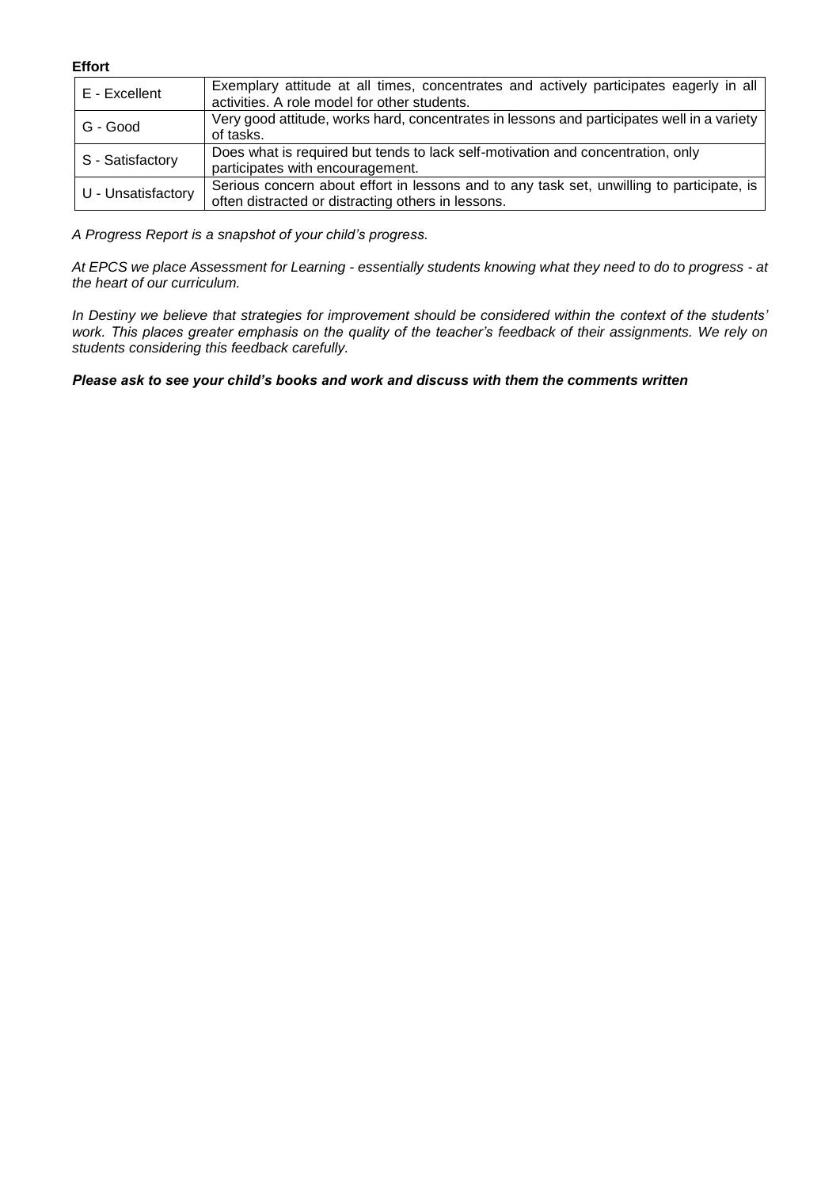**Effort**

| | |
|---|---|
| E - Excellent | Exemplary attitude at all times, concentrates and actively participates eagerly in all activities. A role model for other students. |
| G - Good | Very good attitude, works hard, concentrates in lessons and participates well in a variety of tasks. |
| S - Satisfactory | Does what is required but tends to lack self-motivation and concentration, only participates with encouragement. |
| U - Unsatisfactory | Serious concern about effort in lessons and to any task set, unwilling to participate, is often distracted or distracting others in lessons. |

*A Progress Report is a snapshot of your child's progress.*

*At EPCS we place Assessment for Learning - essentially students knowing what they need to do to progress - at the heart of our curriculum.*

*In Destiny we believe that strategies for improvement should be considered within the context of the students' work. This places greater emphasis on the quality of the teacher's feedback of their assignments. We rely on students considering this feedback carefully.*

***Please ask to see your child's books and work and discuss with them the comments written***